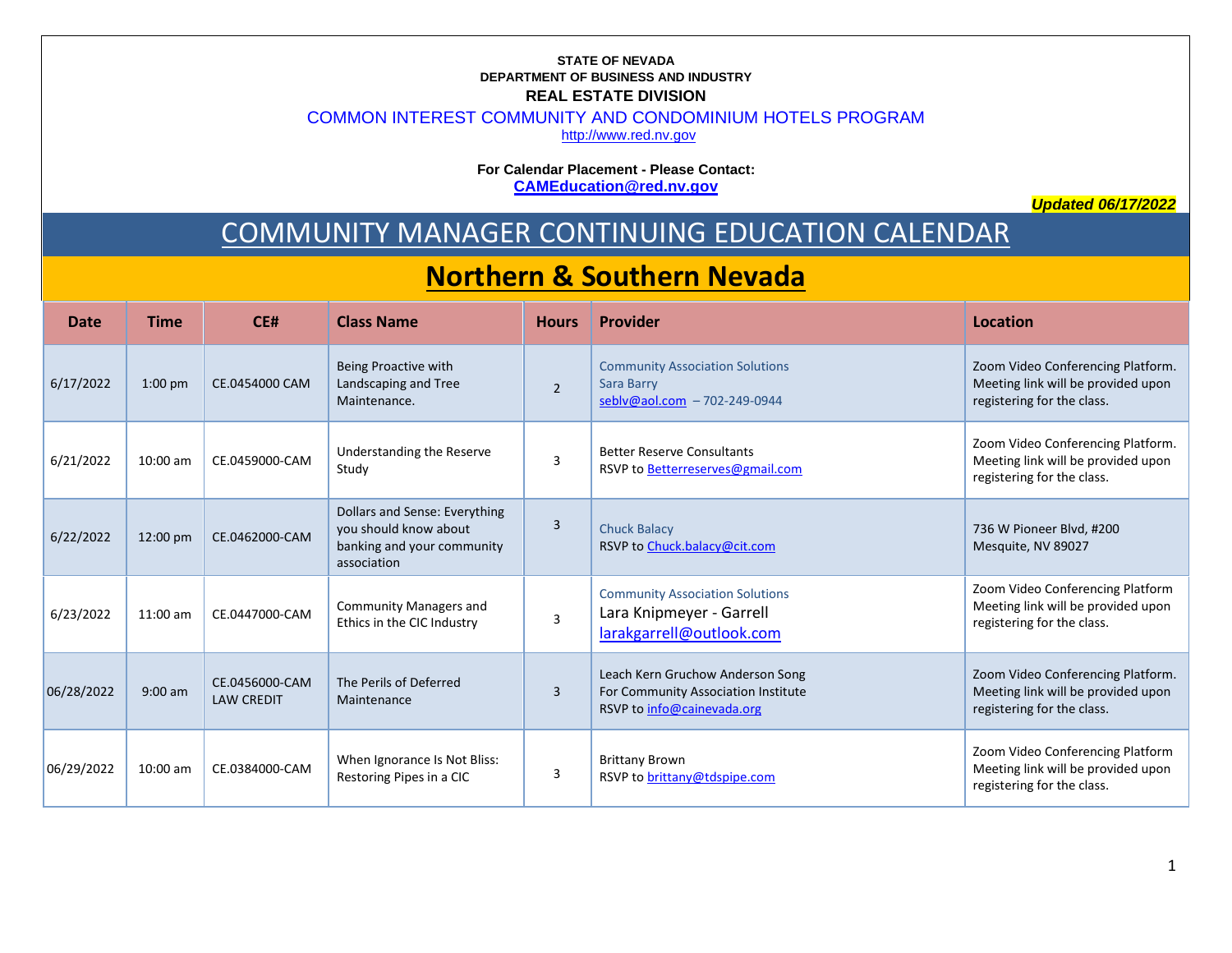**STATE OF NEVADA**
**DEPARTMENT OF BUSINESS AND INDUSTRY**
**REAL ESTATE DIVISION**

COMMON INTEREST COMMUNITY AND CONDOMINIUM HOTELS PROGRAM

http://www.red.nv.gov

**For Calendar Placement - Please Contact:**
**CAMEducation@red.nv.gov**

***Updated 06/17/2022***

# COMMUNITY MANAGER CONTINUING EDUCATION CALENDAR

## Northern & Southern Nevada

| Date | Time | CE# | Class Name | Hours | Provider | Location |
|---|---|---|---|---|---|---|
| 6/17/2022 | 1:00 pm | CE.0454000 CAM | Being Proactive with Landscaping and Tree Maintenance. | 2 | Community Association Solutions<br>Sara Barry<br>seblv@aol.com – 702-249-0944 | Zoom Video Conferencing Platform. Meeting link will be provided upon registering for the class. |
| 6/21/2022 | 10:00 am | CE.0459000-CAM | Understanding the Reserve Study | 3 | Better Reserve Consultants<br>RSVP to Betterreserves@gmail.com | Zoom Video Conferencing Platform. Meeting link will be provided upon registering for the class. |
| 6/22/2022 | 12:00 pm | CE.0462000-CAM | Dollars and Sense: Everything you should know about banking and your community association | 3 | Chuck Balacy<br>RSVP to Chuck.balacy@cit.com | 736 W Pioneer Blvd, #200<br>Mesquite, NV 89027 |
| 6/23/2022 | 11:00 am | CE.0447000-CAM | Community Managers and Ethics in the CIC Industry | 3 | Community Association Solutions<br>Lara Knipmeyer - Garrell<br>larakgarrell@outlook.com | Zoom Video Conferencing Platform Meeting link will be provided upon registering for the class. |
| 06/28/2022 | 9:00 am | CE.0456000-CAM LAW CREDIT | The Perils of Deferred Maintenance | 3 | Leach Kern Gruchow Anderson Song For Community Association Institute<br>RSVP to info@cainevada.org | Zoom Video Conferencing Platform. Meeting link will be provided upon registering for the class. |
| 06/29/2022 | 10:00 am | CE.0384000-CAM | When Ignorance Is Not Bliss: Restoring Pipes in a CIC | 3 | Brittany Brown<br>RSVP to brittany@tdspipe.com | Zoom Video Conferencing Platform Meeting link will be provided upon registering for the class. |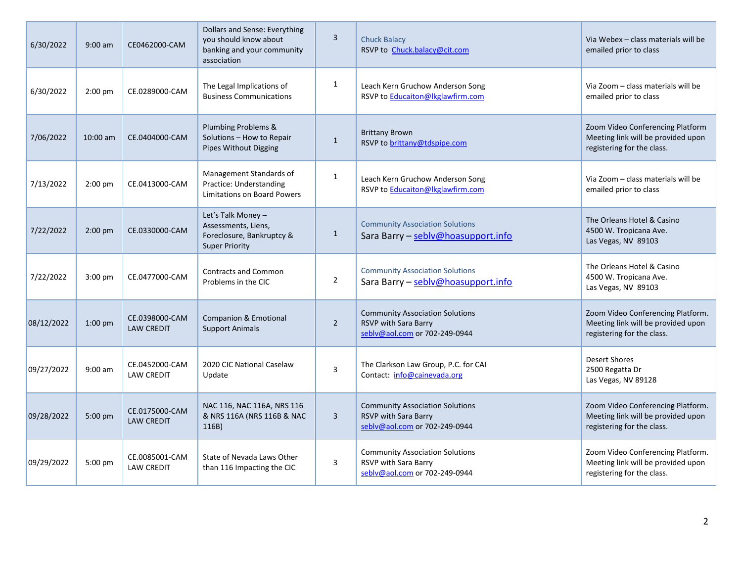| 6/30/2022 | 9:00 am | CE0462000-CAM | Dollars and Sense: Everything you should know about banking and your community association | 3 | Chuck Balacy<br>RSVP to Chuck.balacy@cit.com | Via Webex – class materials will be emailed prior to class |
|---|---|---|---|---|---|---|
| 6/30/2022 | 2:00 pm | CE.0289000-CAM | The Legal Implications of Business Communications | 1 | Leach Kern Gruchow Anderson Song<br>RSVP to Educaiton@lkglawfirm.com | Via Zoom – class materials will be emailed prior to class |
| 7/06/2022 | 10:00 am | CE.0404000-CAM | Plumbing Problems & Solutions – How to Repair Pipes Without Digging | 1 | Brittany Brown<br>RSVP to brittany@tdspipe.com | Zoom Video Conferencing Platform Meeting link will be provided upon registering for the class. |
| 7/13/2022 | 2:00 pm | CE.0413000-CAM | Management Standards of Practice: Understanding Limitations on Board Powers | 1 | Leach Kern Gruchow Anderson Song<br>RSVP to Educaiton@lkglawfirm.com | Via Zoom – class materials will be emailed prior to class |
| 7/22/2022 | 2:00 pm | CE.0330000-CAM | Let's Talk Money – Assessments, Liens, Foreclosure, Bankruptcy & Super Priority | 1 | Community Association Solutions<br>Sara Barry – seblv@hoasupport.info | The Orleans Hotel & Casino<br>4500 W. Tropicana Ave.<br>Las Vegas, NV 89103 |
| 7/22/2022 | 3:00 pm | CE.0477000-CAM | Contracts and Common Problems in the CIC | 2 | Community Association Solutions<br>Sara Barry – seblv@hoasupport.info | The Orleans Hotel & Casino<br>4500 W. Tropicana Ave.<br>Las Vegas, NV 89103 |
| 08/12/2022 | 1:00 pm | CE.0398000-CAM<br>LAW CREDIT | Companion & Emotional Support Animals | 2 | Community Association Solutions<br>RSVP with Sara Barry<br>seblv@aol.com or 702-249-0944 | Zoom Video Conferencing Platform. Meeting link will be provided upon registering for the class. |
| 09/27/2022 | 9:00 am | CE.0452000-CAM<br>LAW CREDIT | 2020 CIC National Caselaw Update | 3 | The Clarkson Law Group, P.C. for CAI<br>Contact: info@cainevada.org | Desert Shores<br>2500 Regatta Dr<br>Las Vegas, NV 89128 |
| 09/28/2022 | 5:00 pm | CE.0175000-CAM<br>LAW CREDIT | NAC 116, NAC 116A, NRS 116 & NRS 116A (NRS 116B & NAC 116B) | 3 | Community Association Solutions<br>RSVP with Sara Barry<br>seblv@aol.com or 702-249-0944 | Zoom Video Conferencing Platform. Meeting link will be provided upon registering for the class. |
| 09/29/2022 | 5:00 pm | CE.0085001-CAM<br>LAW CREDIT | State of Nevada Laws Other than 116 Impacting the CIC | 3 | Community Association Solutions<br>RSVP with Sara Barry<br>seblv@aol.com or 702-249-0944 | Zoom Video Conferencing Platform. Meeting link will be provided upon registering for the class. |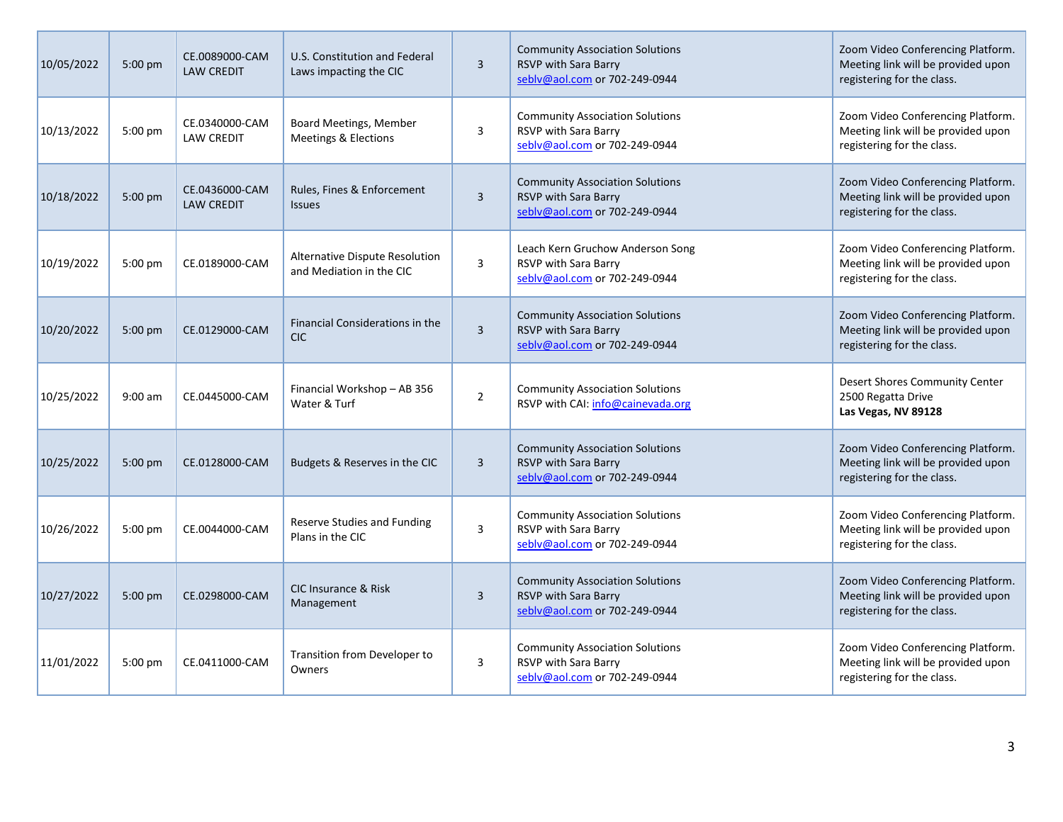| 10/05/2022 | 5:00 pm | CE.0089000-CAM LAW CREDIT | U.S. Constitution and Federal Laws impacting the CIC | 3 | Community Association Solutions RSVP with Sara Barry seblv@aol.com or 702-249-0944 | Zoom Video Conferencing Platform. Meeting link will be provided upon registering for the class. |
|---|---|---|---|---|---|---|
| 10/13/2022 | 5:00 pm | CE.0340000-CAM LAW CREDIT | Board Meetings, Member Meetings & Elections | 3 | Community Association Solutions RSVP with Sara Barry seblv@aol.com or 702-249-0944 | Zoom Video Conferencing Platform. Meeting link will be provided upon registering for the class. |
| 10/18/2022 | 5:00 pm | CE.0436000-CAM LAW CREDIT | Rules, Fines & Enforcement Issues | 3 | Community Association Solutions RSVP with Sara Barry seblv@aol.com or 702-249-0944 | Zoom Video Conferencing Platform. Meeting link will be provided upon registering for the class. |
| 10/19/2022 | 5:00 pm | CE.0189000-CAM | Alternative Dispute Resolution and Mediation in the CIC | 3 | Leach Kern Gruchow Anderson Song RSVP with Sara Barry seblv@aol.com or 702-249-0944 | Zoom Video Conferencing Platform. Meeting link will be provided upon registering for the class. |
| 10/20/2022 | 5:00 pm | CE.0129000-CAM | Financial Considerations in the CIC | 3 | Community Association Solutions RSVP with Sara Barry seblv@aol.com or 702-249-0944 | Zoom Video Conferencing Platform. Meeting link will be provided upon registering for the class. |
| 10/25/2022 | 9:00 am | CE.0445000-CAM | Financial Workshop – AB 356 Water & Turf | 2 | Community Association Solutions RSVP with CAI: info@cainevada.org | Desert Shores Community Center 2500 Regatta Drive **Las Vegas, NV 89128** |
| 10/25/2022 | 5:00 pm | CE.0128000-CAM | Budgets & Reserves in the CIC | 3 | Community Association Solutions RSVP with Sara Barry seblv@aol.com or 702-249-0944 | Zoom Video Conferencing Platform. Meeting link will be provided upon registering for the class. |
| 10/26/2022 | 5:00 pm | CE.0044000-CAM | Reserve Studies and Funding Plans in the CIC | 3 | Community Association Solutions RSVP with Sara Barry seblv@aol.com or 702-249-0944 | Zoom Video Conferencing Platform. Meeting link will be provided upon registering for the class. |
| 10/27/2022 | 5:00 pm | CE.0298000-CAM | CIC Insurance & Risk Management | 3 | Community Association Solutions RSVP with Sara Barry seblv@aol.com or 702-249-0944 | Zoom Video Conferencing Platform. Meeting link will be provided upon registering for the class. |
| 11/01/2022 | 5:00 pm | CE.0411000-CAM | Transition from Developer to Owners | 3 | Community Association Solutions RSVP with Sara Barry seblv@aol.com or 702-249-0944 | Zoom Video Conferencing Platform. Meeting link will be provided upon registering for the class. |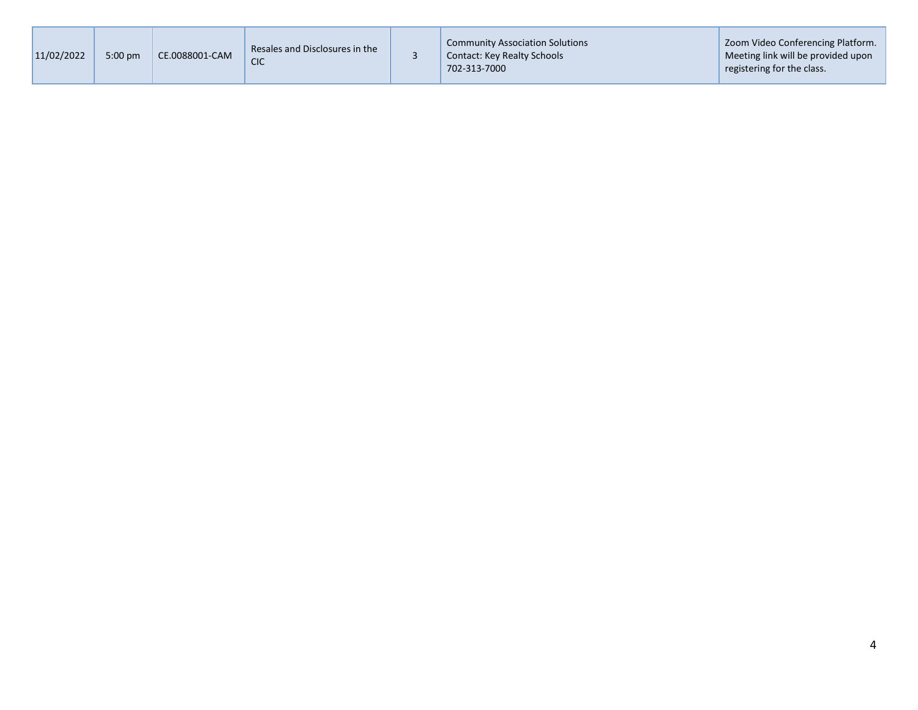| | | | | | | |
|---|---|---|---|---|---|---|
| 11/02/2022 | 5:00 pm | CE.0088001-CAM | Resales and Disclosures in the CIC | 3 | Community Association Solutions<br>Contact: Key Realty Schools<br>702-313-7000 | Zoom Video Conferencing Platform. Meeting link will be provided upon registering for the class. |